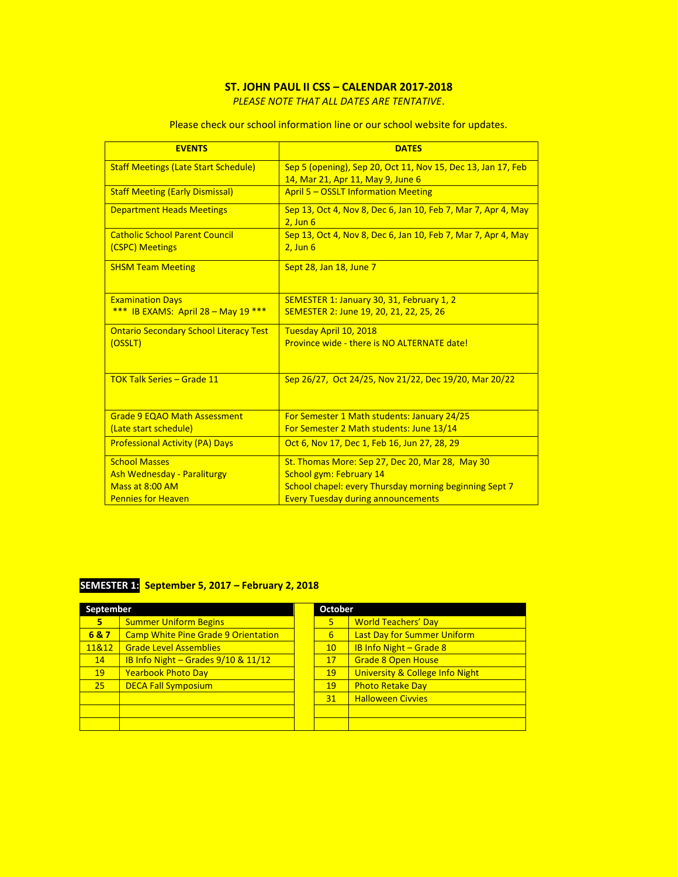# ST. JOHN PAUL II CSS – CALENDAR 2017-2018

*PLEASE NOTE THAT ALL DATES ARE TENTATIVE.*

Please check our school information line or our school website for updates.

| EVENTS | DATES |
|---|---|
| Staff Meetings (Late Start Schedule) | Sep 5 (opening), Sep 20, Oct 11, Nov 15, Dec 13, Jan 17, Feb 14, Mar 21, Apr 11, May 9, June 6 |
| Staff Meeting (Early Dismissal) | April 5 – OSSLT Information Meeting |
| Department Heads Meetings | Sep 13, Oct 4, Nov 8, Dec 6, Jan 10, Feb 7, Mar 7, Apr 4, May 2, Jun 6 |
| Catholic School Parent Council (CSPC) Meetings | Sep 13, Oct 4, Nov 8, Dec 6, Jan 10, Feb 7, Mar 7, Apr 4, May 2, Jun 6 |
| SHSM Team Meeting | Sept 28, Jan 18, June 7 |
| Examination Days<br>*** IB EXAMS: April 28 – May 19 *** | SEMESTER 1: January 30, 31, February 1, 2<br>SEMESTER 2: June 19, 20, 21, 22, 25, 26 |
| Ontario Secondary School Literacy Test (OSSLT) | Tuesday April 10, 2018<br>Province wide - there is NO ALTERNATE date! |
| TOK Talk Series – Grade 11 | Sep 26/27, Oct 24/25, Nov 21/22, Dec 19/20, Mar 20/22 |
| Grade 9 EQAO Math Assessment (Late start schedule) | For Semester 1 Math students: January 24/25<br>For Semester 2 Math students: June 13/14 |
| Professional Activity (PA) Days | Oct 6, Nov 17, Dec 1, Feb 16, Jun 27, 28, 29 |
| School Masses<br>Ash Wednesday - Paraliturgy<br>Mass at 8:00 AM<br>Pennies for Heaven | St. Thomas More: Sep 27, Dec 20, Mar 28, May 30<br>School gym: February 14<br>School chapel: every Thursday morning beginning Sept 7<br>Every Tuesday during announcements |

## SEMESTER 1: September 5, 2017 – February 2, 2018

| September | |
|---|---|
| 5 | Summer Uniform Begins |
| 6 & 7 | Camp White Pine Grade 9 Orientation |
| 11&12 | Grade Level Assemblies |
| 14 | IB Info Night – Grades 9/10 & 11/12 |
| 19 | Yearbook Photo Day |
| 25 | DECA Fall Symposium |

| October | |
|---|---|
| 5 | World Teachers' Day |
| 6 | Last Day for Summer Uniform |
| 10 | IB Info Night – Grade 8 |
| 17 | Grade 8 Open House |
| 19 | University & College Info Night |
| 19 | Photo Retake Day |
| 31 | Halloween Civvies |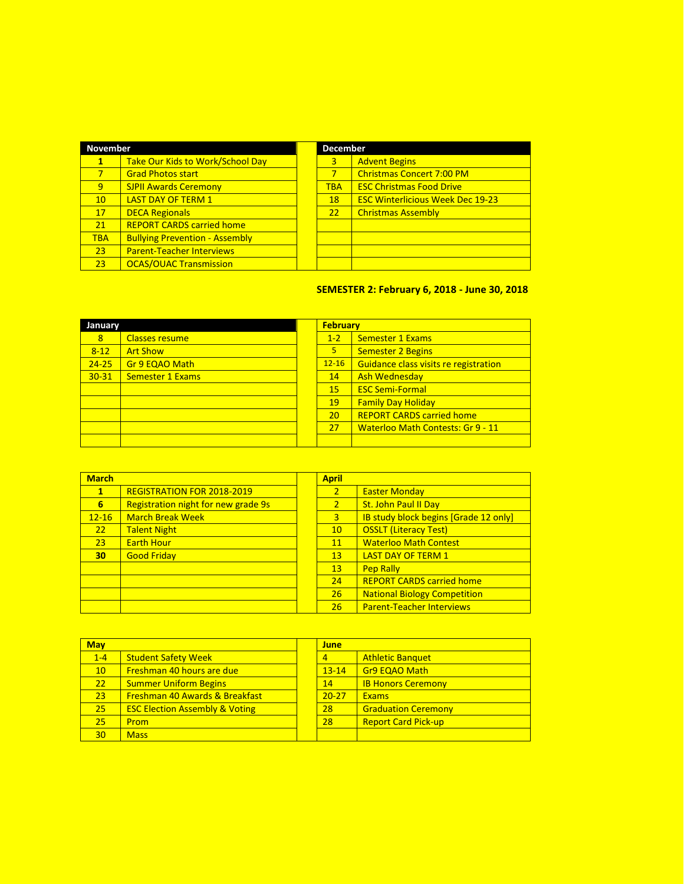| November | |
|---|---|
| **1** | Take Our Kids to Work/School Day |
| 7 | Grad Photos start |
| 9 | SJPII Awards Ceremony |
| 10 | LAST DAY OF TERM 1 |
| 17 | DECA Regionals |
| 21 | REPORT CARDS carried home |
| TBA | Bullying Prevention - Assembly |
| 23 | Parent-Teacher Interviews |
| 23 | OCAS/OUAC Transmission |

| December | |
|---|---|
| 3 | Advent Begins |
| 7 | Christmas Concert 7:00 PM |
| TBA | ESC Christmas Food Drive |
| 18 | ESC Winterlicious Week Dec 19-23 |
| 22 | Christmas Assembly |

**SEMESTER 2: February 6, 2018 - June 30, 2018**

| January | |
|---|---|
| 8 | Classes resume |
| 8-12 | Art Show |
| 24-25 | Gr 9 EQAO Math |
| 30-31 | Semester 1 Exams |

| February | |
|---|---|
| 1-2 | Semester 1 Exams |
| 5 | Semester 2 Begins |
| 12-16 | Guidance class visits re registration |
| 14 | Ash Wednesday |
| 15 | ESC Semi-Formal |
| 19 | Family Day Holiday |
| 20 | REPORT CARDS carried home |
| 27 | Waterloo Math Contests: Gr 9 - 11 |

| March | |
|---|---|
| **1** | REGISTRATION FOR 2018-2019 |
| **6** | Registration night for new grade 9s |
| 12-16 | March Break Week |
| 22 | Talent Night |
| 23 | Earth Hour |
| **30** | Good Friday |

| April | |
|---|---|
| 2 | Easter Monday |
| 2 | St. John Paul II Day |
| 3 | IB study block begins [Grade 12 only] |
| 10 | OSSLT (Literacy Test) |
| 11 | Waterloo Math Contest |
| 13 | LAST DAY OF TERM 1 |
| 13 | Pep Rally |
| 24 | REPORT CARDS carried home |
| 26 | National Biology Competition |
| 26 | Parent-Teacher Interviews |

| May | |
|---|---|
| 1-4 | Student Safety Week |
| 10 | Freshman 40 hours are due |
| 22 | Summer Uniform Begins |
| 23 | Freshman 40 Awards & Breakfast |
| 25 | ESC Election Assembly & Voting |
| 25 | Prom |
| 30 | Mass |

| June | |
|---|---|
| 4 | Athletic Banquet |
| 13-14 | Gr9 EQAO Math |
| 14 | IB Honors Ceremony |
| 20-27 | Exams |
| 28 | Graduation Ceremony |
| 28 | Report Card Pick-up |